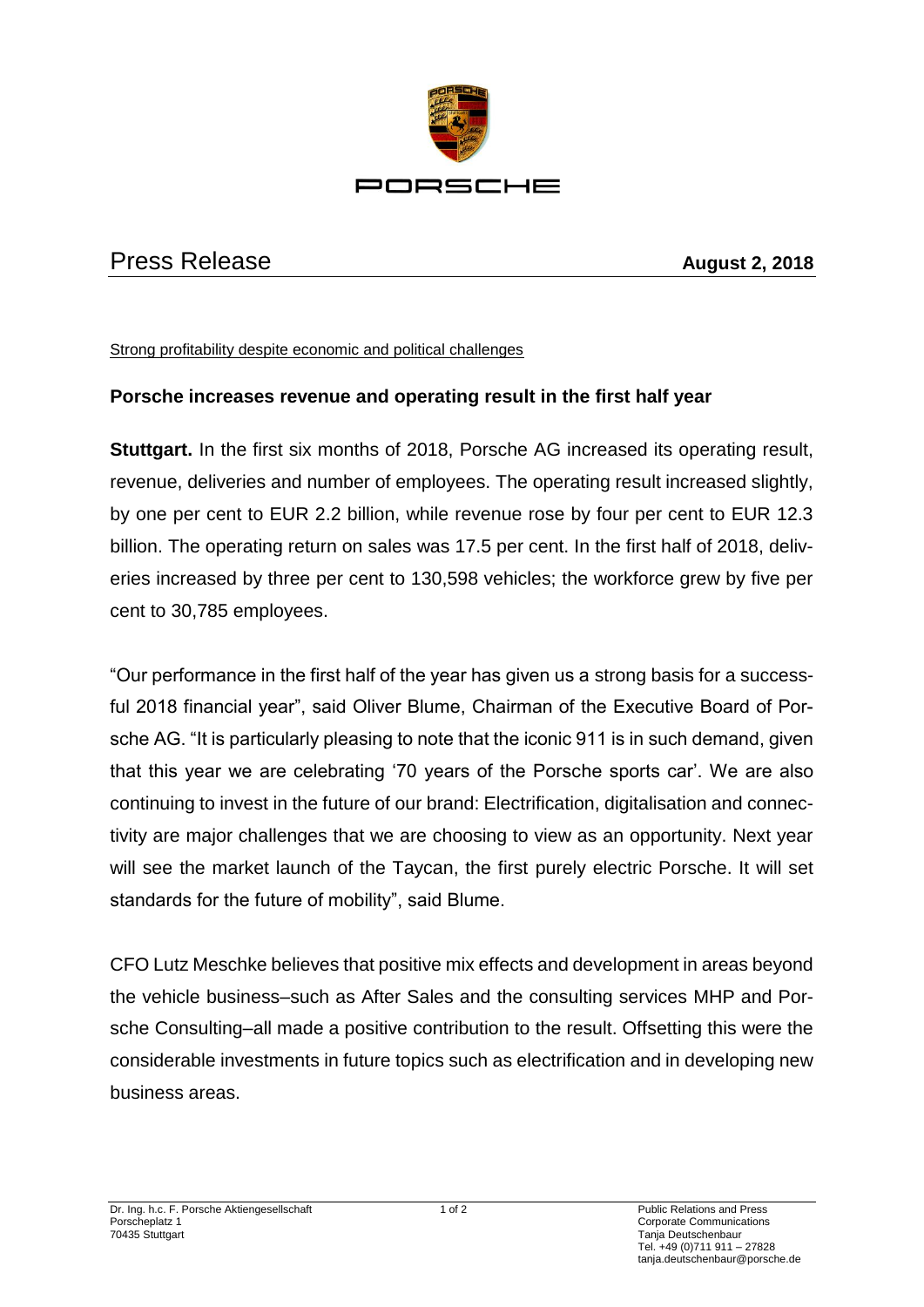PORSCHE

# Press Release

**August 2, 2018**

Strong profitability despite economic and political challenges

## Porsche increases revenue and operating result in the first half year

**Stuttgart.** In the first six months of 2018, Porsche AG increased its operating result, revenue, deliveries and number of employees. The operating result increased slightly, by one per cent to EUR 2.2 billion, while revenue rose by four per cent to EUR 12.3 billion. The operating return on sales was 17.5 per cent. In the first half of 2018, deliveries increased by three per cent to 130,598 vehicles; the workforce grew by five per cent to 30,785 employees.

"Our performance in the first half of the year has given us a strong basis for a successful 2018 financial year", said Oliver Blume, Chairman of the Executive Board of Porsche AG. "It is particularly pleasing to note that the iconic 911 is in such demand, given that this year we are celebrating '70 years of the Porsche sports car'. We are also continuing to invest in the future of our brand: Electrification, digitalisation and connectivity are major challenges that we are choosing to view as an opportunity. Next year will see the market launch of the Taycan, the first purely electric Porsche. It will set standards for the future of mobility", said Blume.

CFO Lutz Meschke believes that positive mix effects and development in areas beyond the vehicle business–such as After Sales and the consulting services MHP and Porsche Consulting–all made a positive contribution to the result. Offsetting this were the considerable investments in future topics such as electrification and in developing new business areas.

Dr. Ing. h.c. F. Porsche Aktiengesellschaft
Porscheplatz 1
70435 Stuttgart

Public Relations and Press
Corporate Communications
Tanja Deutschenbaur
Tel. +49 (0)711 911 – 27828
tanja.deutschenbaur@porsche.de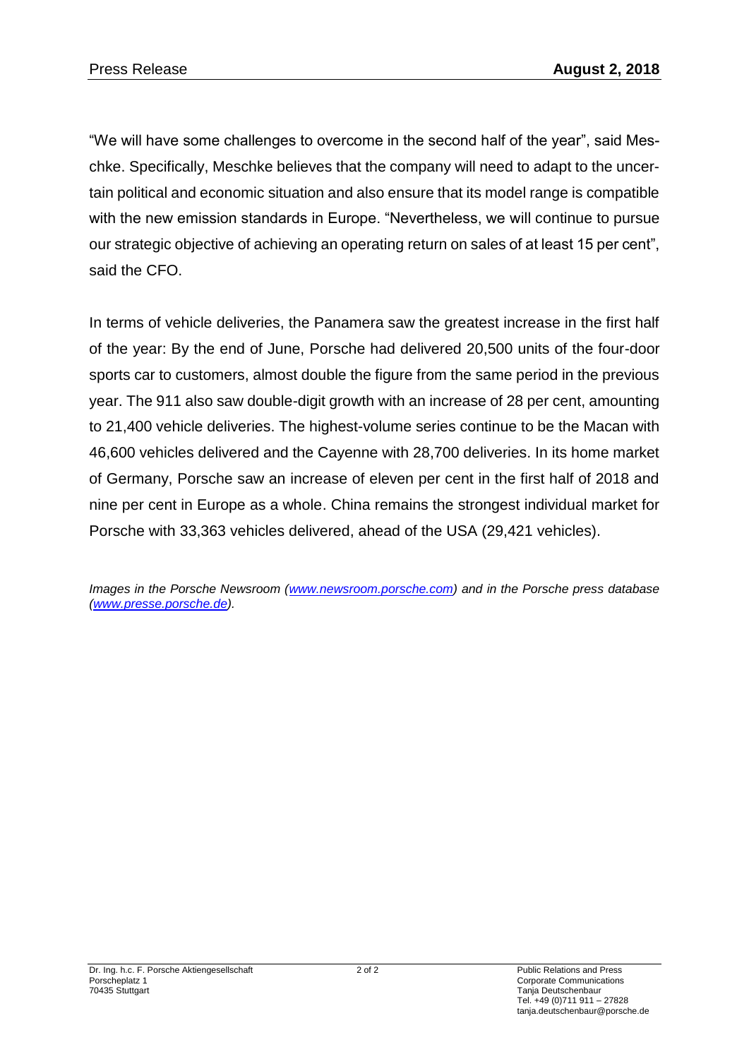"We will have some challenges to overcome in the second half of the year", said Meschke. Specifically, Meschke believes that the company will need to adapt to the uncertain political and economic situation and also ensure that its model range is compatible with the new emission standards in Europe. "Nevertheless, we will continue to pursue our strategic objective of achieving an operating return on sales of at least 15 per cent", said the CFO.

In terms of vehicle deliveries, the Panamera saw the greatest increase in the first half of the year: By the end of June, Porsche had delivered 20,500 units of the four-door sports car to customers, almost double the figure from the same period in the previous year. The 911 also saw double-digit growth with an increase of 28 per cent, amounting to 21,400 vehicle deliveries. The highest-volume series continue to be the Macan with 46,600 vehicles delivered and the Cayenne with 28,700 deliveries. In its home market of Germany, Porsche saw an increase of eleven per cent in the first half of 2018 and nine per cent in Europe as a whole. China remains the strongest individual market for Porsche with 33,363 vehicles delivered, ahead of the USA (29,421 vehicles).

*Images in the Porsche Newsroom ([www.newsroom.porsche.com](http://www.newsroom.porsche.com)) and in the Porsche press database ([www.presse.porsche.de](http://www.presse.porsche.de)).*